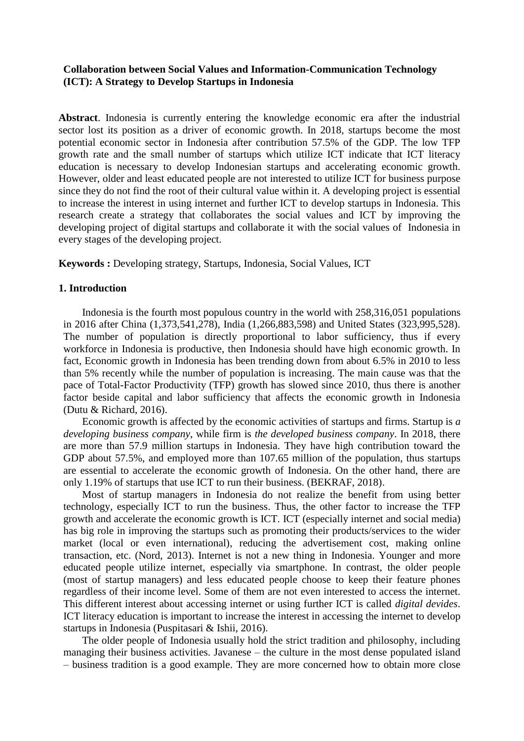**Collaboration between Social Values and Information-Communication Technology (ICT): A Strategy to Develop Startups in Indonesia**

**Abstract**. Indonesia is currently entering the knowledge economic era after the industrial sector lost its position as a driver of economic growth. In 2018, startups become the most potential economic sector in Indonesia after contribution 57.5% of the GDP. The low TFP growth rate and the small number of startups which utilize ICT indicate that ICT literacy education is necessary to develop Indonesian startups and accelerating economic growth. However, older and least educated people are not interested to utilize ICT for business purpose since they do not find the root of their cultural value within it. A developing project is essential to increase the interest in using internet and further ICT to develop startups in Indonesia. This research create a strategy that collaborates the social values and ICT by improving the developing project of digital startups and collaborate it with the social values of Indonesia in every stages of the developing project.

**Keywords :** Developing strategy, Startups, Indonesia, Social Values, ICT

## 1. Introduction

Indonesia is the fourth most populous country in the world with 258,316,051 populations in 2016 after China (1,373,541,278), India (1,266,883,598) and United States (323,995,528). The number of population is directly proportional to labor sufficiency, thus if every workforce in Indonesia is productive, then Indonesia should have high economic growth. In fact, Economic growth in Indonesia has been trending down from about 6.5% in 2010 to less than 5% recently while the number of population is increasing. The main cause was that the pace of Total-Factor Productivity (TFP) growth has slowed since 2010, thus there is another factor beside capital and labor sufficiency that affects the economic growth in Indonesia (Dutu & Richard, 2016).

Economic growth is affected by the economic activities of startups and firms. Startup is *a developing business company*, while firm is *the developed business company*. In 2018, there are more than 57.9 million startups in Indonesia. They have high contribution toward the GDP about 57.5%, and employed more than 107.65 million of the population, thus startups are essential to accelerate the economic growth of Indonesia. On the other hand, there are only 1.19% of startups that use ICT to run their business. (BEKRAF, 2018).

Most of startup managers in Indonesia do not realize the benefit from using better technology, especially ICT to run the business. Thus, the other factor to increase the TFP growth and accelerate the economic growth is ICT. ICT (especially internet and social media) has big role in improving the startups such as promoting their products/services to the wider market (local or even international), reducing the advertisement cost, making online transaction, etc. (Nord, 2013). Internet is not a new thing in Indonesia. Younger and more educated people utilize internet, especially via smartphone. In contrast, the older people (most of startup managers) and less educated people choose to keep their feature phones regardless of their income level. Some of them are not even interested to access the internet. This different interest about accessing internet or using further ICT is called *digital devides*. ICT literacy education is important to increase the interest in accessing the internet to develop startups in Indonesia (Puspitasari & Ishii, 2016).

The older people of Indonesia usually hold the strict tradition and philosophy, including managing their business activities. Javanese – the culture in the most dense populated island – business tradition is a good example. They are more concerned how to obtain more close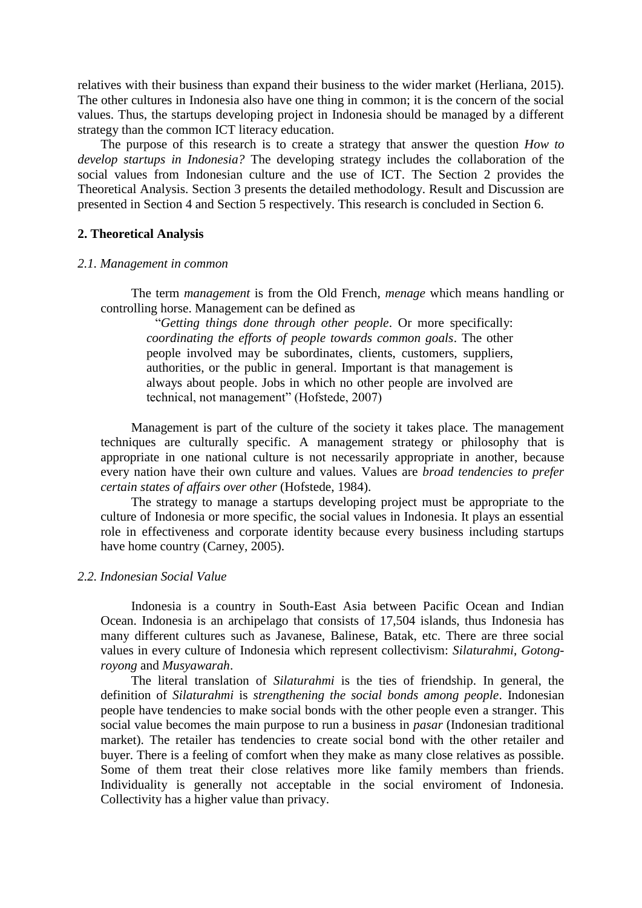relatives with their business than expand their business to the wider market (Herliana, 2015). The other cultures in Indonesia also have one thing in common; it is the concern of the social values. Thus, the startups developing project in Indonesia should be managed by a different strategy than the common ICT literacy education.

The purpose of this research is to create a strategy that answer the question *How to develop startups in Indonesia?* The developing strategy includes the collaboration of the social values from Indonesian culture and the use of ICT. The Section 2 provides the Theoretical Analysis. Section 3 presents the detailed methodology. Result and Discussion are presented in Section 4 and Section 5 respectively. This research is concluded in Section 6.

## 2. Theoretical Analysis

### *2.1. Management in common*

The term *management* is from the Old French, *menage* which means handling or controlling horse. Management can be defined as

> "*Getting things done through other people*. Or more specifically: *coordinating the efforts of people towards common goals*. The other people involved may be subordinates, clients, customers, suppliers, authorities, or the public in general. Important is that management is always about people. Jobs in which no other people are involved are technical, not management" (Hofstede, 2007)

Management is part of the culture of the society it takes place. The management techniques are culturally specific. A management strategy or philosophy that is appropriate in one national culture is not necessarily appropriate in another, because every nation have their own culture and values. Values are *broad tendencies to prefer certain states of affairs over other* (Hofstede, 1984).

The strategy to manage a startups developing project must be appropriate to the culture of Indonesia or more specific, the social values in Indonesia. It plays an essential role in effectiveness and corporate identity because every business including startups have home country (Carney, 2005).

### *2.2. Indonesian Social Value*

Indonesia is a country in South-East Asia between Pacific Ocean and Indian Ocean. Indonesia is an archipelago that consists of 17,504 islands, thus Indonesia has many different cultures such as Javanese, Balinese, Batak, etc. There are three social values in every culture of Indonesia which represent collectivism: *Silaturahmi*, *Gotong-royong* and *Musyawarah*.

The literal translation of *Silaturahmi* is the ties of friendship. In general, the definition of *Silaturahmi* is *strengthening the social bonds among people*. Indonesian people have tendencies to make social bonds with the other people even a stranger. This social value becomes the main purpose to run a business in *pasar* (Indonesian traditional market). The retailer has tendencies to create social bond with the other retailer and buyer. There is a feeling of comfort when they make as many close relatives as possible. Some of them treat their close relatives more like family members than friends. Individuality is generally not acceptable in the social enviroment of Indonesia. Collectivity has a higher value than privacy.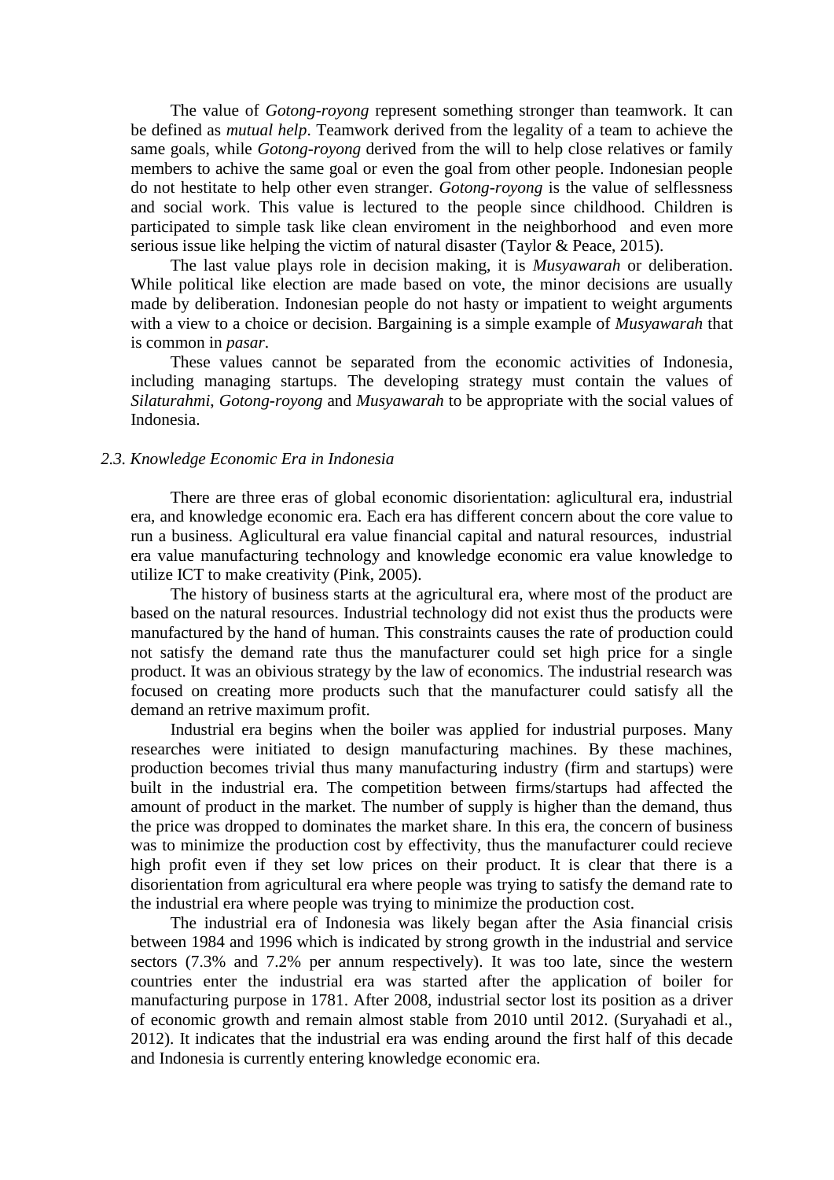The value of *Gotong-royong* represent something stronger than teamwork. It can be defined as *mutual help*. Teamwork derived from the legality of a team to achieve the same goals, while *Gotong-royong* derived from the will to help close relatives or family members to achive the same goal or even the goal from other people. Indonesian people do not hestitate to help other even stranger. *Gotong-royong* is the value of selflessness and social work. This value is lectured to the people since childhood. Children is participated to simple task like clean enviroment in the neighborhood and even more serious issue like helping the victim of natural disaster (Taylor & Peace, 2015).

The last value plays role in decision making, it is *Musyawarah* or deliberation. While political like election are made based on vote, the minor decisions are usually made by deliberation. Indonesian people do not hasty or impatient to weight arguments with a view to a choice or decision. Bargaining is a simple example of *Musyawarah* that is common in *pasar*.

These values cannot be separated from the economic activities of Indonesia, including managing startups. The developing strategy must contain the values of *Silaturahmi*, *Gotong-royong* and *Musyawarah* to be appropriate with the social values of Indonesia.

### *2.3. Knowledge Economic Era in Indonesia*

There are three eras of global economic disorientation: aglicultural era, industrial era, and knowledge economic era. Each era has different concern about the core value to run a business. Aglicultural era value financial capital and natural resources, industrial era value manufacturing technology and knowledge economic era value knowledge to utilize ICT to make creativity (Pink, 2005).

The history of business starts at the agricultural era, where most of the product are based on the natural resources. Industrial technology did not exist thus the products were manufactured by the hand of human. This constraints causes the rate of production could not satisfy the demand rate thus the manufacturer could set high price for a single product. It was an obivious strategy by the law of economics. The industrial research was focused on creating more products such that the manufacturer could satisfy all the demand an retrive maximum profit.

Industrial era begins when the boiler was applied for industrial purposes. Many researches were initiated to design manufacturing machines. By these machines, production becomes trivial thus many manufacturing industry (firm and startups) were built in the industrial era. The competition between firms/startups had affected the amount of product in the market. The number of supply is higher than the demand, thus the price was dropped to dominates the market share. In this era, the concern of business was to minimize the production cost by effectivity, thus the manufacturer could recieve high profit even if they set low prices on their product. It is clear that there is a disorientation from agricultural era where people was trying to satisfy the demand rate to the industrial era where people was trying to minimize the production cost.

The industrial era of Indonesia was likely began after the Asia financial crisis between 1984 and 1996 which is indicated by strong growth in the industrial and service sectors (7.3% and 7.2% per annum respectively). It was too late, since the western countries enter the industrial era was started after the application of boiler for manufacturing purpose in 1781. After 2008, industrial sector lost its position as a driver of economic growth and remain almost stable from 2010 until 2012. (Suryahadi et al., 2012). It indicates that the industrial era was ending around the first half of this decade and Indonesia is currently entering knowledge economic era.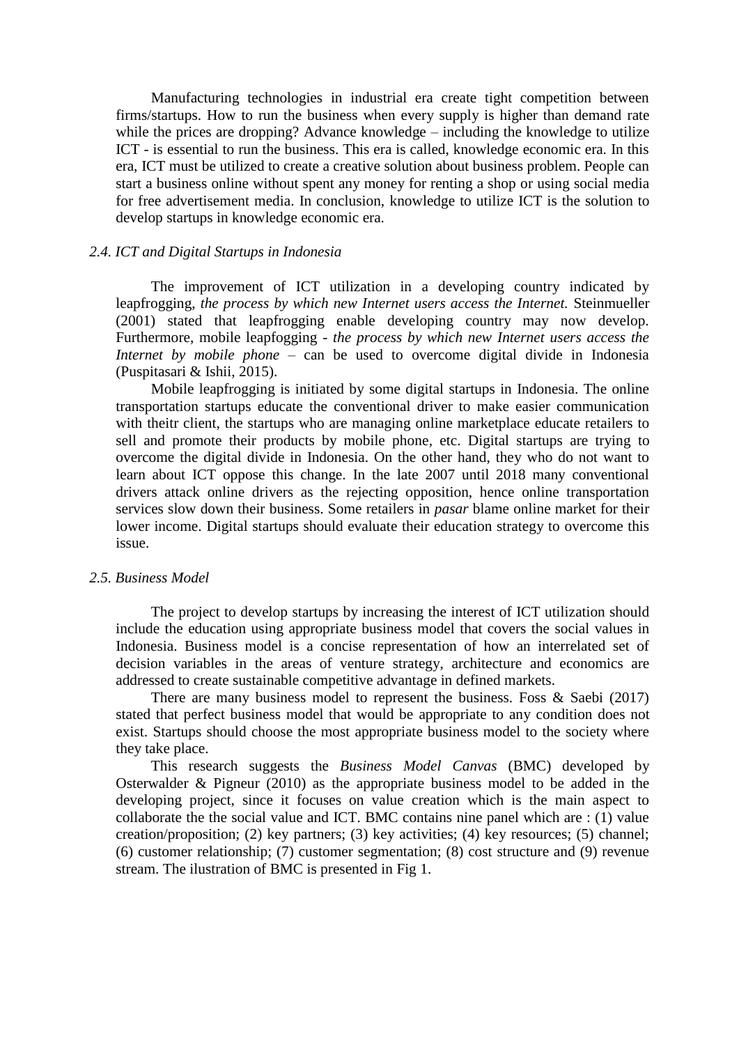Manufacturing technologies in industrial era create tight competition between firms/startups. How to run the business when every supply is higher than demand rate while the prices are dropping? Advance knowledge – including the knowledge to utilize ICT - is essential to run the business. This era is called, knowledge economic era. In this era, ICT must be utilized to create a creative solution about business problem. People can start a business online without spent any money for renting a shop or using social media for free advertisement media. In conclusion, knowledge to utilize ICT is the solution to develop startups in knowledge economic era.

### *2.4. ICT and Digital Startups in Indonesia*

The improvement of ICT utilization in a developing country indicated by leapfrogging, *the process by which new Internet users access the Internet.* Steinmueller (2001) stated that leapfrogging enable developing country may now develop. Furthermore, mobile leapfogging - *the process by which new Internet users access the Internet by mobile phone* – can be used to overcome digital divide in Indonesia (Puspitasari & Ishii, 2015).

Mobile leapfrogging is initiated by some digital startups in Indonesia. The online transportation startups educate the conventional driver to make easier communication with theitr client, the startups who are managing online marketplace educate retailers to sell and promote their products by mobile phone, etc. Digital startups are trying to overcome the digital divide in Indonesia. On the other hand, they who do not want to learn about ICT oppose this change. In the late 2007 until 2018 many conventional drivers attack online drivers as the rejecting opposition, hence online transportation services slow down their business. Some retailers in *pasar* blame online market for their lower income. Digital startups should evaluate their education strategy to overcome this issue.

### *2.5. Business Model*

The project to develop startups by increasing the interest of ICT utilization should include the education using appropriate business model that covers the social values in Indonesia. Business model is a concise representation of how an interrelated set of decision variables in the areas of venture strategy, architecture and economics are addressed to create sustainable competitive advantage in defined markets.

There are many business model to represent the business. Foss & Saebi (2017) stated that perfect business model that would be appropriate to any condition does not exist. Startups should choose the most appropriate business model to the society where they take place.

This research suggests the *Business Model Canvas* (BMC) developed by Osterwalder & Pigneur (2010) as the appropriate business model to be added in the developing project, since it focuses on value creation which is the main aspect to collaborate the the social value and ICT. BMC contains nine panel which are : (1) value creation/proposition; (2) key partners; (3) key activities; (4) key resources; (5) channel; (6) customer relationship; (7) customer segmentation; (8) cost structure and (9) revenue stream. The ilustration of BMC is presented in Fig 1.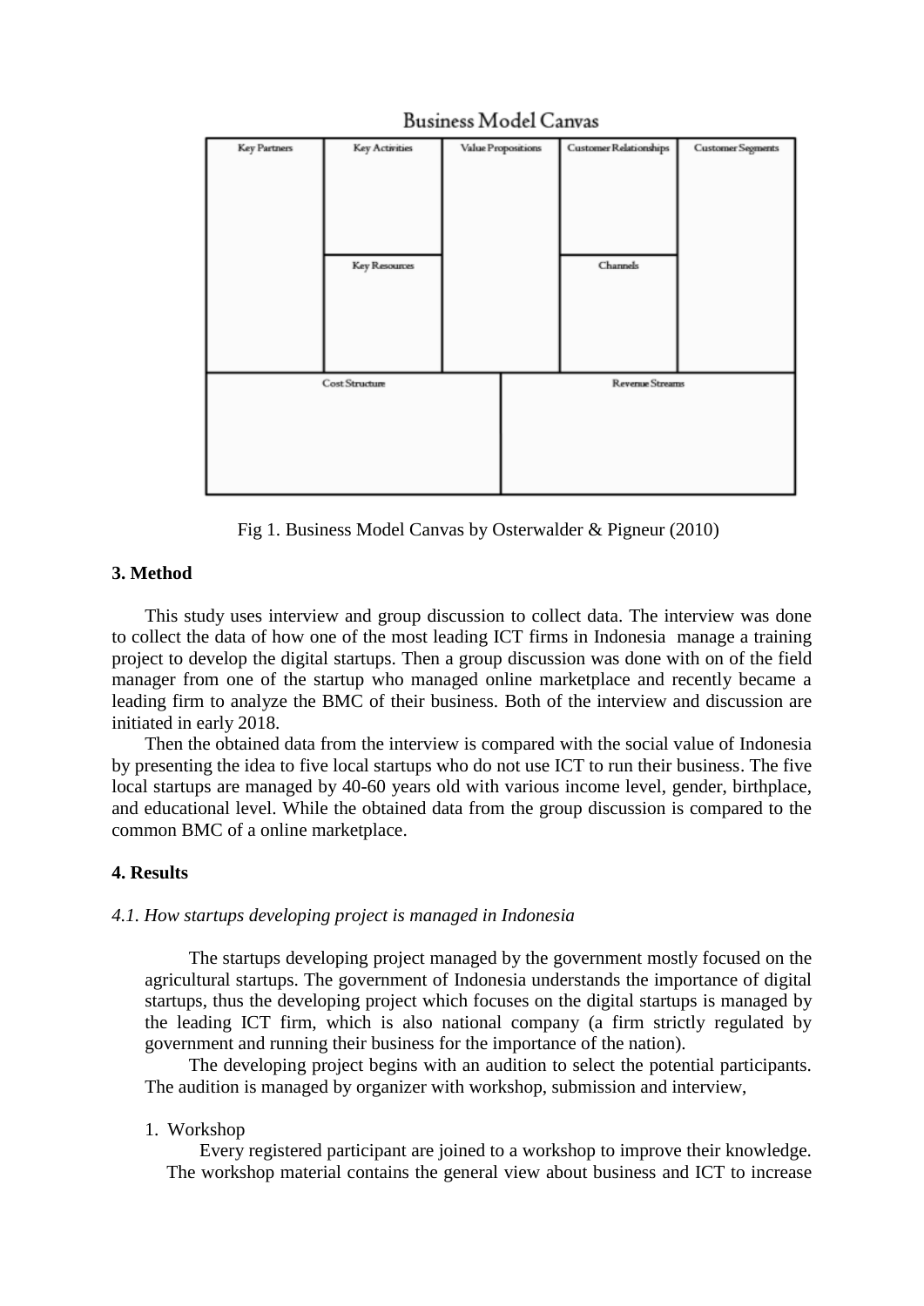**Business Model Canvas**

| Key Partners | Key Activities | Value Propositions | Customer Relationships | Customer Segments |
|---|---|---|---|---|
| | Key Resources | | Channels | |
| Cost Structure | | | Revenue Streams | |

Fig 1. Business Model Canvas by Osterwalder & Pigneur (2010)

## 3. Method

This study uses interview and group discussion to collect data. The interview was done to collect the data of how one of the most leading ICT firms in Indonesia manage a training project to develop the digital startups. Then a group discussion was done with on of the field manager from one of the startup who managed online marketplace and recently became a leading firm to analyze the BMC of their business. Both of the interview and discussion are initiated in early 2018.

Then the obtained data from the interview is compared with the social value of Indonesia by presenting the idea to five local startups who do not use ICT to run their business. The five local startups are managed by 40-60 years old with various income level, gender, birthplace, and educational level. While the obtained data from the group discussion is compared to the common BMC of a online marketplace.

## 4. Results

### *4.1. How startups developing project is managed in Indonesia*

The startups developing project managed by the government mostly focused on the agricultural startups. The government of Indonesia understands the importance of digital startups, thus the developing project which focuses on the digital startups is managed by the leading ICT firm, which is also national company (a firm strictly regulated by government and running their business for the importance of the nation).

The developing project begins with an audition to select the potential participants. The audition is managed by organizer with workshop, submission and interview,

1. Workshop

   Every registered participant are joined to a workshop to improve their knowledge. The workshop material contains the general view about business and ICT to increase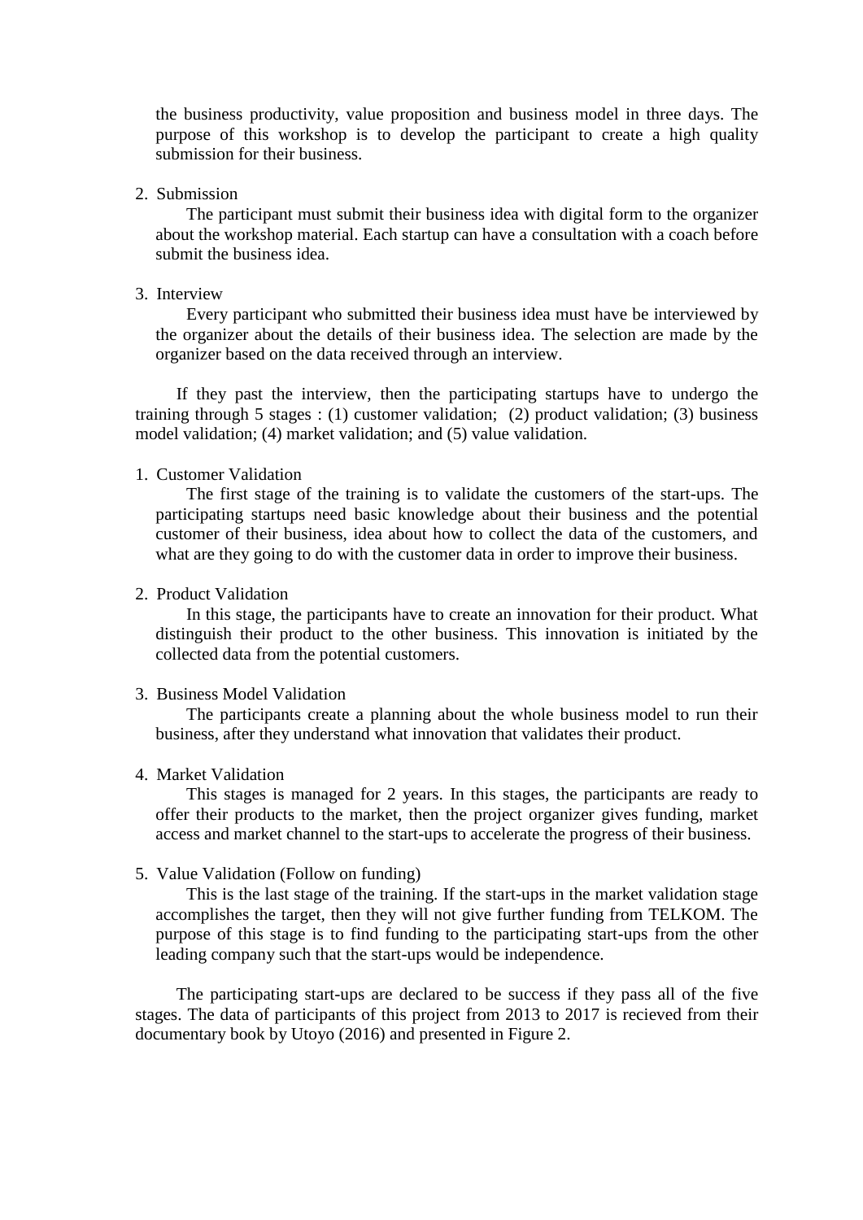the business productivity, value proposition and business model in three days. The purpose of this workshop is to develop the participant to create a high quality submission for their business.

2. Submission

   The participant must submit their business idea with digital form to the organizer about the workshop material. Each startup can have a consultation with a coach before submit the business idea.

3. Interview

   Every participant who submitted their business idea must have be interviewed by the organizer about the details of their business idea. The selection are made by the organizer based on the data received through an interview.

If they past the interview, then the participating startups have to undergo the training through 5 stages : (1) customer validation; (2) product validation; (3) business model validation; (4) market validation; and (5) value validation.

1. Customer Validation

   The first stage of the training is to validate the customers of the start-ups. The participating startups need basic knowledge about their business and the potential customer of their business, idea about how to collect the data of the customers, and what are they going to do with the customer data in order to improve their business.

2. Product Validation

   In this stage, the participants have to create an innovation for their product. What distinguish their product to the other business. This innovation is initiated by the collected data from the potential customers.

3. Business Model Validation

   The participants create a planning about the whole business model to run their business, after they understand what innovation that validates their product.

4. Market Validation

   This stages is managed for 2 years. In this stages, the participants are ready to offer their products to the market, then the project organizer gives funding, market access and market channel to the start-ups to accelerate the progress of their business.

5. Value Validation (Follow on funding)

   This is the last stage of the training. If the start-ups in the market validation stage accomplishes the target, then they will not give further funding from TELKOM. The purpose of this stage is to find funding to the participating start-ups from the other leading company such that the start-ups would be independence.

The participating start-ups are declared to be success if they pass all of the five stages. The data of participants of this project from 2013 to 2017 is recieved from their documentary book by Utoyo (2016) and presented in Figure 2.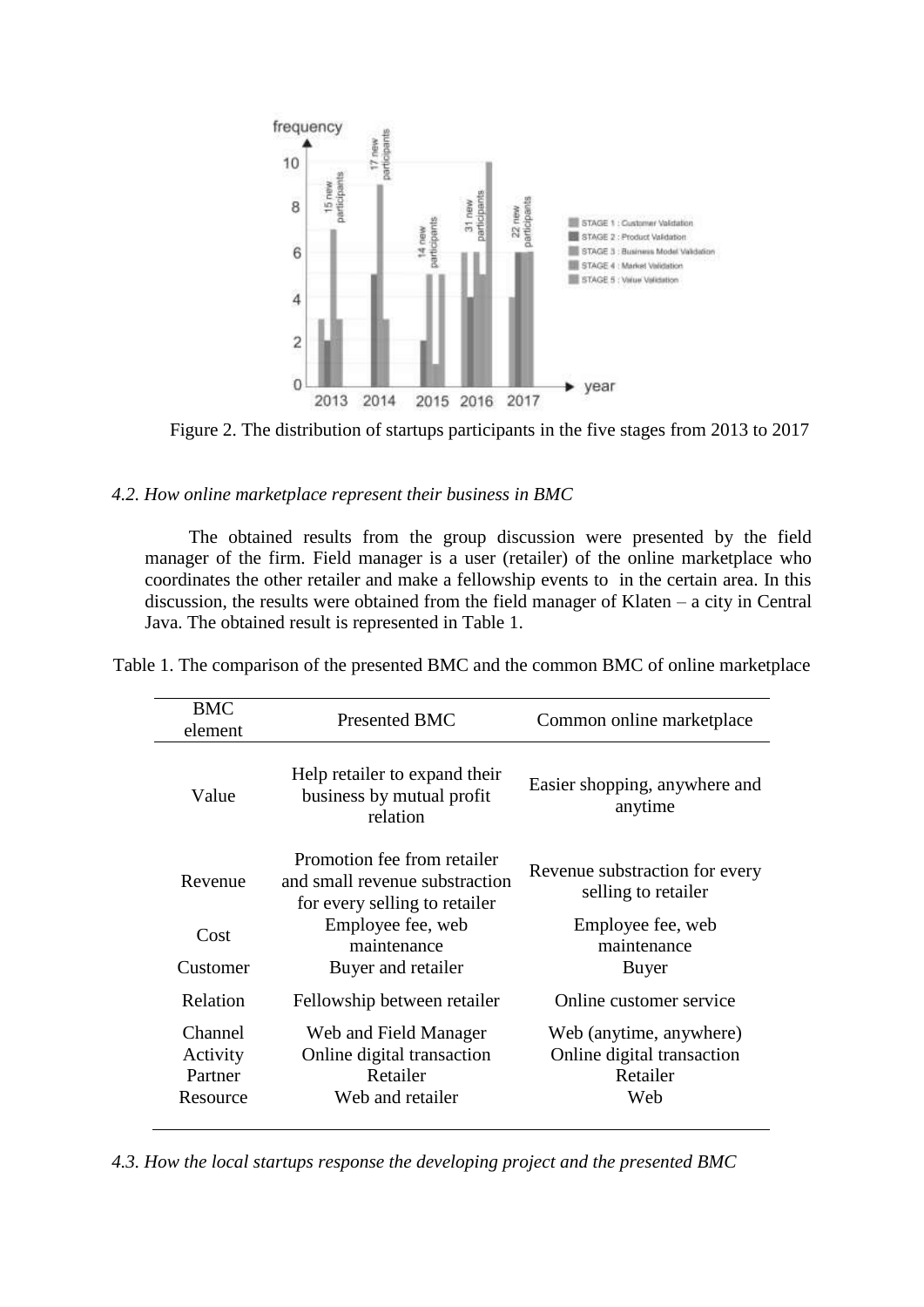Figure 2. The distribution of startups participants in the five stages from 2013 to 2017

### *4.2. How online marketplace represent their business in BMC*

The obtained results from the group discussion were presented by the field manager of the firm. Field manager is a user (retailer) of the online marketplace who coordinates the other retailer and make a fellowship events to in the certain area. In this discussion, the results were obtained from the field manager of Klaten – a city in Central Java. The obtained result is represented in Table 1.

Table 1. The comparison of the presented BMC and the common BMC of online marketplace

| BMC element | Presented BMC | Common online marketplace |
|---|---|---|
| Value | Help retailer to expand their business by mutual profit relation | Easier shopping, anywhere and anytime |
| Revenue | Promotion fee from retailer and small revenue substraction for every selling to retailer | Revenue substraction for every selling to retailer |
| Cost | Employee fee, web maintenance | Employee fee, web maintenance |
| Customer | Buyer and retailer | Buyer |
| Relation | Fellowship between retailer | Online customer service |
| Channel | Web and Field Manager | Web (anytime, anywhere) |
| Activity | Online digital transaction | Online digital transaction |
| Partner | Retailer | Retailer |
| Resource | Web and retailer | Web |

### *4.3. How the local startups response the developing project and the presented BMC*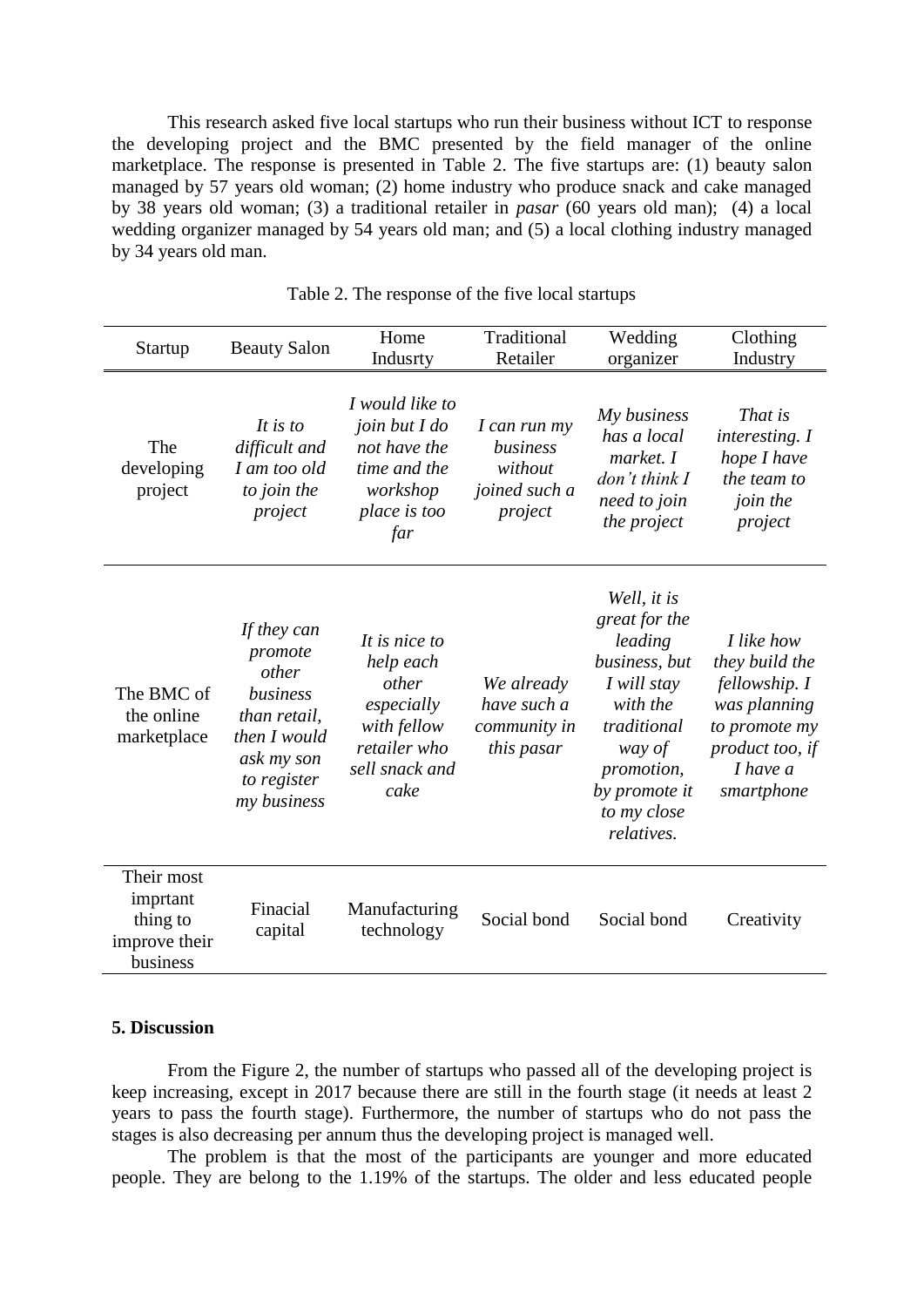This research asked five local startups who run their business without ICT to response the developing project and the BMC presented by the field manager of the online marketplace. The response is presented in Table 2. The five startups are: (1) beauty salon managed by 57 years old woman; (2) home industry who produce snack and cake managed by 38 years old woman; (3) a traditional retailer in *pasar* (60 years old man); (4) a local wedding organizer managed by 54 years old man; and (5) a local clothing industry managed by 34 years old man.

Table 2. The response of the five local startups

| Startup | Beauty Salon | Home Indusrty | Traditional Retailer | Wedding organizer | Clothing Industry |
|---|---|---|---|---|---|
| The developing project | *It is to difficult and I am too old to join the project* | *I would like to join but I do not have the time and the workshop place is too far* | *I can run my business without joined such a project* | *My business has a local market. I don't think I need to join the project* | *That is interesting. I hope I have the team to join the project* |
| The BMC of the online marketplace | *If they can promote other business than retail, then I would ask my son to register my business* | *It is nice to help each other especially with fellow retailer who sell snack and cake* | *We already have such a community in this pasar* | *Well, it is great for the leading business, but I will stay with the traditional way of promotion, by promote it to my close relatives.* | *I like how they build the fellowship. I was planning to promote my product too, if I have a smartphone* |
| Their most imprtant thing to improve their business | Finacial capital | Manufacturing technology | Social bond | Social bond | Creativity |

## 5. Discussion

From the Figure 2, the number of startups who passed all of the developing project is keep increasing, except in 2017 because there are still in the fourth stage (it needs at least 2 years to pass the fourth stage). Furthermore, the number of startups who do not pass the stages is also decreasing per annum thus the developing project is managed well.

The problem is that the most of the participants are younger and more educated people. They are belong to the 1.19% of the startups. The older and less educated people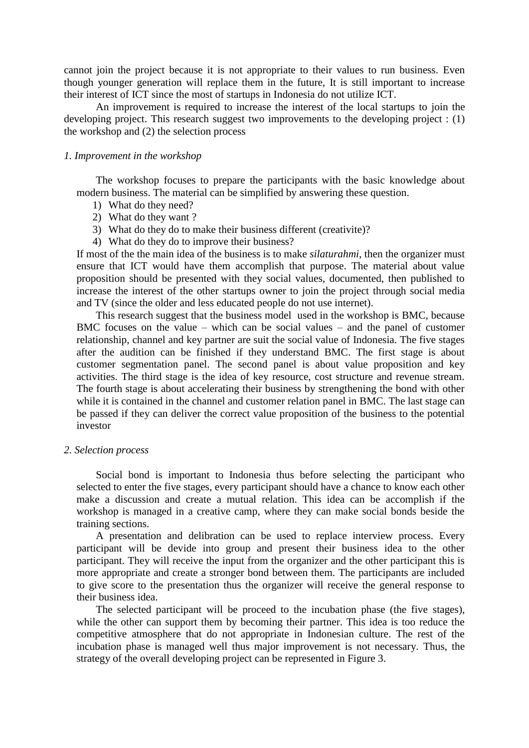cannot join the project because it is not appropriate to their values to run business. Even though younger generation will replace them in the future, It is still important to increase their interest of ICT since the most of startups in Indonesia do not utilize ICT.

An improvement is required to increase the interest of the local startups to join the developing project. This research suggest two improvements to the developing project : (1) the workshop and (2) the selection process

*1. Improvement in the workshop*

The workshop focuses to prepare the participants with the basic knowledge about modern business. The material can be simplified by answering these question.

1) What do they need?
2) What do they want ?
3) What do they do to make their business different (creativite)?
4) What do they do to improve their business?

If most of the the main idea of the business is to make *silaturahmi*, then the organizer must ensure that ICT would have them accomplish that purpose. The material about value proposition should be presented with they social values, documented, then published to increase the interest of the other startups owner to join the project through social media and TV (since the older and less educated people do not use internet).

This research suggest that the business model used in the workshop is BMC, because BMC focuses on the value – which can be social values – and the panel of customer relationship, channel and key partner are suit the social value of Indonesia. The five stages after the audition can be finished if they understand BMC. The first stage is about customer segmentation panel. The second panel is about value proposition and key activities. The third stage is the idea of key resource, cost structure and revenue stream. The fourth stage is about accelerating their business by strengthening the bond with other while it is contained in the channel and customer relation panel in BMC. The last stage can be passed if they can deliver the correct value proposition of the business to the potential investor

*2. Selection process*

Social bond is important to Indonesia thus before selecting the participant who selected to enter the five stages, every participant should have a chance to know each other make a discussion and create a mutual relation. This idea can be accomplish if the workshop is managed in a creative camp, where they can make social bonds beside the training sections.

A presentation and delibration can be used to replace interview process. Every participant will be devide into group and present their business idea to the other participant. They will receive the input from the organizer and the other participant this is more appropriate and create a stronger bond between them. The participants are included to give score to the presentation thus the organizer will receive the general response to their business idea.

The selected participant will be proceed to the incubation phase (the five stages), while the other can support them by becoming their partner. This idea is too reduce the competitive atmosphere that do not appropriate in Indonesian culture. The rest of the incubation phase is managed well thus major improvement is not necessary. Thus, the strategy of the overall developing project can be represented in Figure 3.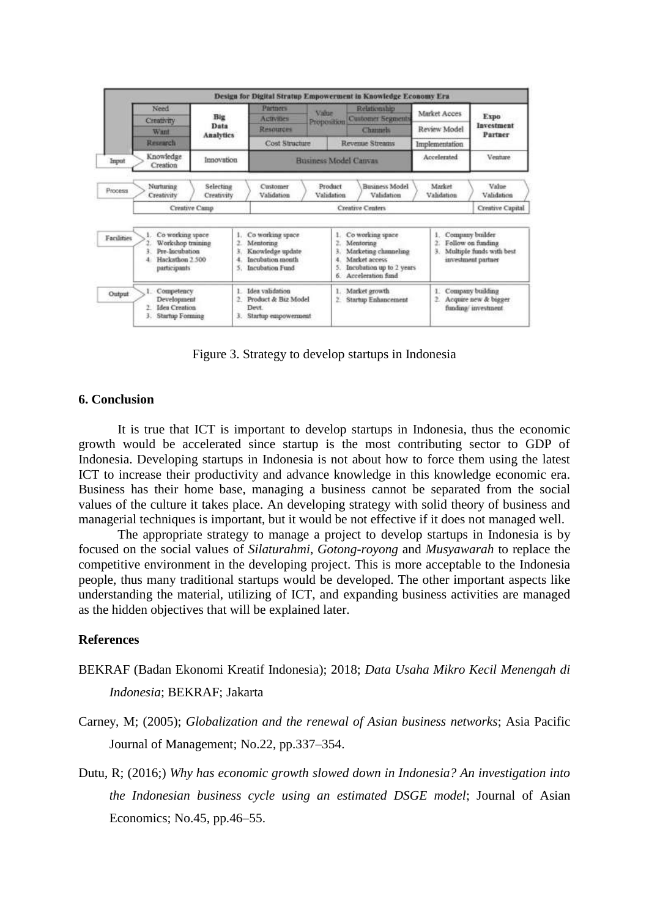**Design for Digital Stratup Empowerment in Knowledge Economy Era**

| | | | | | | | |
|---|---|---|---|---|---|---|---|
| | Need<br>Creativity<br>Want<br>Research | Big Data Analytics | Partners<br>Activities<br>Resources<br>Cost Structure | Value Proposition | Relationship<br>Customer Segments<br>Channels<br>Revenue Streams | Market Acces<br>Review Model<br>Implementation | Expo Investment Partner |
| Input | Knowledge Creation | Innovation | Business Model Canvas | | | Accelerated | Venture |
| Process | Nurturing Creativity | Selecting Creativity | Customer Validation | Product Validation | Business Model Validation | Market Validation | Value Validation |
| | Creative Camp | | Creative Centers | | | | Creative Capital |

| | | | | |
|---|---|---|---|---|
| Facilities | 1. Co working space<br>2. Workshop training<br>3. Pre-Incubation<br>4. Hackathon 2.500 participants | 1. Co working space<br>2. Mentoring<br>3. Knowledge update<br>4. Incubation month<br>5. Incubation Fund | 1. Co working space<br>2. Mentoring<br>3. Marketing channeling<br>4. Market access<br>5. Incubation up to 2 years<br>6. Acceleration fund | 1. Company builder<br>2. Follow on funding<br>3. Multiple funds with best investment partner |
| Output | 1. Competency Development<br>2. Idea Creation<br>3. Startup Forming | 1. Idea validation<br>2. Product & Biz Model Devt.<br>3. Startup empowerment | 1. Market growth<br>2. Startup Enhancement | 1. Company building<br>2. Acquire new & bigger funding/ investment |

Figure 3. Strategy to develop startups in Indonesia

### 6. Conclusion

It is true that ICT is important to develop startups in Indonesia, thus the economic growth would be accelerated since startup is the most contributing sector to GDP of Indonesia. Developing startups in Indonesia is not about how to force them using the latest ICT to increase their productivity and advance knowledge in this knowledge economic era. Business has their home base, managing a business cannot be separated from the social values of the culture it takes place. An developing strategy with solid theory of business and managerial techniques is important, but it would be not effective if it does not managed well.

The appropriate strategy to manage a project to develop startups in Indonesia is by focused on the social values of *Silaturahmi*, *Gotong-royong* and *Musyawarah* to replace the competitive environment in the developing project. This is more acceptable to the Indonesia people, thus many traditional startups would be developed. The other important aspects like understanding the material, utilizing of ICT, and expanding business activities are managed as the hidden objectives that will be explained later.

### References

BEKRAF (Badan Ekonomi Kreatif Indonesia); 2018; *Data Usaha Mikro Kecil Menengah di Indonesia*; BEKRAF; Jakarta

Carney, M; (2005); *Globalization and the renewal of Asian business networks*; Asia Pacific Journal of Management; No.22, pp.337–354.

Dutu, R; (2016;) *Why has economic growth slowed down in Indonesia? An investigation into the Indonesian business cycle using an estimated DSGE model*; Journal of Asian Economics; No.45, pp.46–55.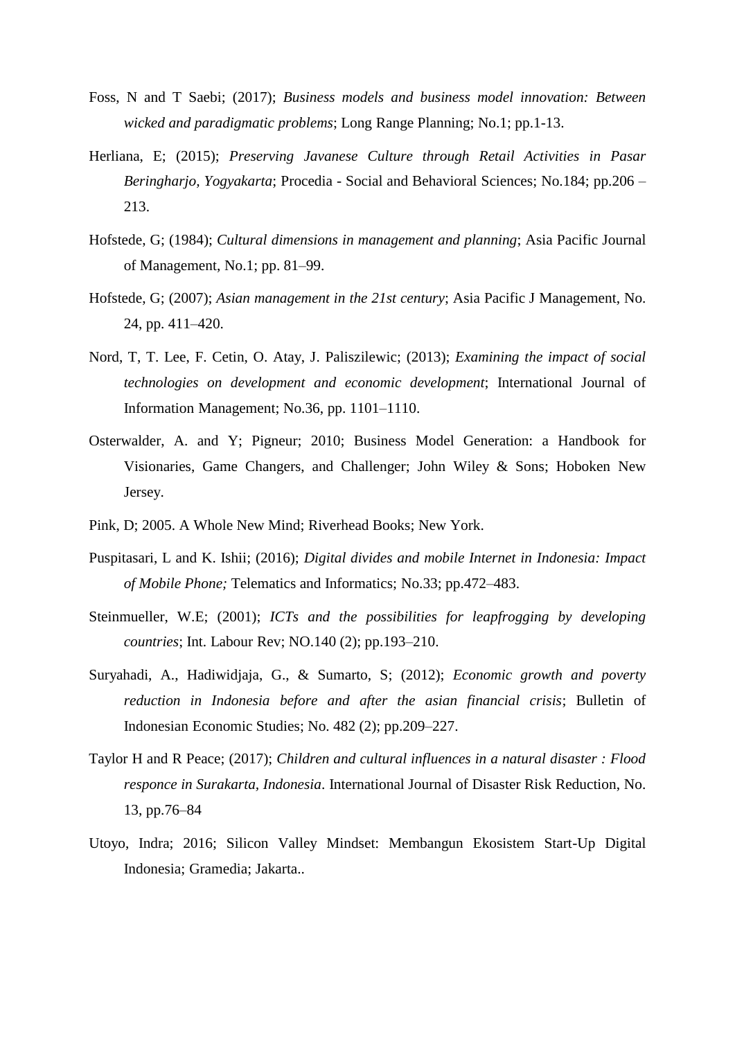Foss, N and T Saebi; (2017); *Business models and business model innovation: Between wicked and paradigmatic problems*; Long Range Planning; No.1; pp.1-13.

Herliana, E; (2015); *Preserving Javanese Culture through Retail Activities in Pasar Beringharjo, Yogyakarta*; Procedia - Social and Behavioral Sciences; No.184; pp.206 – 213.

Hofstede, G; (1984); *Cultural dimensions in management and planning*; Asia Pacific Journal of Management, No.1; pp. 81–99.

Hofstede, G; (2007); *Asian management in the 21st century*; Asia Pacific J Management, No. 24, pp. 411–420.

Nord, T, T. Lee, F. Cetin, O. Atay, J. Paliszilewic; (2013); *Examining the impact of social technologies on development and economic development*; International Journal of Information Management; No.36, pp. 1101–1110.

Osterwalder, A. and Y; Pigneur; 2010; Business Model Generation: a Handbook for Visionaries, Game Changers, and Challenger; John Wiley & Sons; Hoboken New Jersey.

Pink, D; 2005. A Whole New Mind; Riverhead Books; New York.

Puspitasari, L and K. Ishii; (2016); *Digital divides and mobile Internet in Indonesia: Impact of Mobile Phone;* Telematics and Informatics; No.33; pp.472–483.

Steinmueller, W.E; (2001); *ICTs and the possibilities for leapfrogging by developing countries*; Int. Labour Rev; NO.140 (2); pp.193–210.

Suryahadi, A., Hadiwidjaja, G., & Sumarto, S; (2012); *Economic growth and poverty reduction in Indonesia before and after the asian financial crisis*; Bulletin of Indonesian Economic Studies; No. 482 (2); pp.209–227.

Taylor H and R Peace; (2017); *Children and cultural influences in a natural disaster : Flood responce in Surakarta, Indonesia*. International Journal of Disaster Risk Reduction, No. 13, pp.76–84

Utoyo, Indra; 2016; Silicon Valley Mindset: Membangun Ekosistem Start-Up Digital Indonesia; Gramedia; Jakarta..